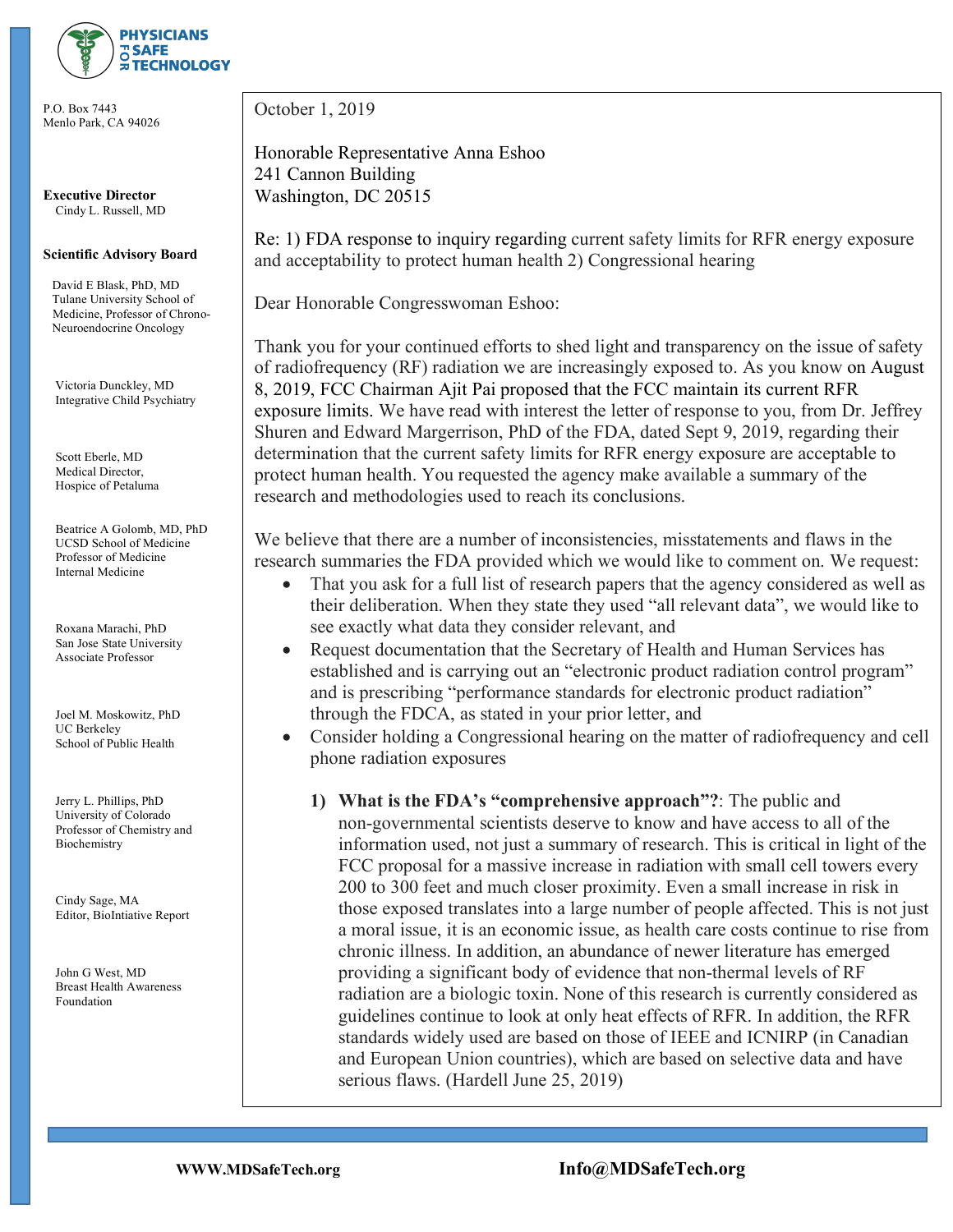**PHYSICIANS FOR SAFE TECHNOLOGY**

P.O. Box 7443
Menlo Park, CA 94026

**Executive Director**
Cindy L. Russell, MD

**Scientific Advisory Board**

David E Blask, PhD, MD
Tulane University School of Medicine, Professor of Chrono-Neuroendocrine Oncology

Victoria Dunckley, MD
Integrative Child Psychiatry

Scott Eberle, MD
Medical Director, Hospice of Petaluma

Beatrice A Golomb, MD, PhD
UCSD School of Medicine
Professor of Medicine
Internal Medicine

Roxana Marachi, PhD
San Jose State University
Associate Professor

Joel M. Moskowitz, PhD
UC Berkeley
School of Public Health

Jerry L. Phillips, PhD
University of Colorado
Professor of Chemistry and Biochemistry

Cindy Sage, MA
Editor, BioIntiative Report

John G West, MD
Breast Health Awareness Foundation

---

October 1, 2019

Honorable Representative Anna Eshoo
241 Cannon Building
Washington, DC 20515

Re: 1) FDA response to inquiry regarding current safety limits for RFR energy exposure and acceptability to protect human health 2) Congressional hearing

Dear Honorable Congresswoman Eshoo:

Thank you for your continued efforts to shed light and transparency on the issue of safety of radiofrequency (RF) radiation we are increasingly exposed to. As you know on August 8, 2019, FCC Chairman Ajit Pai proposed that the FCC maintain its current RFR exposure limits. We have read with interest the letter of response to you, from Dr. Jeffrey Shuren and Edward Margerrison, PhD of the FDA, dated Sept 9, 2019, regarding their determination that the current safety limits for RFR energy exposure are acceptable to protect human health. You requested the agency make available a summary of the research and methodologies used to reach its conclusions.

We believe that there are a number of inconsistencies, misstatements and flaws in the research summaries the FDA provided which we would like to comment on. We request:

- That you ask for a full list of research papers that the agency considered as well as their deliberation. When they state they used "all relevant data", we would like to see exactly what data they consider relevant, and
- Request documentation that the Secretary of Health and Human Services has established and is carrying out an "electronic product radiation control program" and is prescribing "performance standards for electronic product radiation" through the FDCA, as stated in your prior letter, and
- Consider holding a Congressional hearing on the matter of radiofrequency and cell phone radiation exposures

1) **What is the FDA's "comprehensive approach"?**: The public and non-governmental scientists deserve to know and have access to all of the information used, not just a summary of research. This is critical in light of the FCC proposal for a massive increase in radiation with small cell towers every 200 to 300 feet and much closer proximity. Even a small increase in risk in those exposed translates into a large number of people affected. This is not just a moral issue, it is an economic issue, as health care costs continue to rise from chronic illness. In addition, an abundance of newer literature has emerged providing a significant body of evidence that non-thermal levels of RF radiation are a biologic toxin. None of this research is currently considered as guidelines continue to look at only heat effects of RFR. In addition, the RFR standards widely used are based on those of IEEE and ICNIRP (in Canadian and European Union countries), which are based on selective data and have serious flaws. (Hardell June 25, 2019)

WWW.MDSafeTech.org    Info@MDSafeTech.org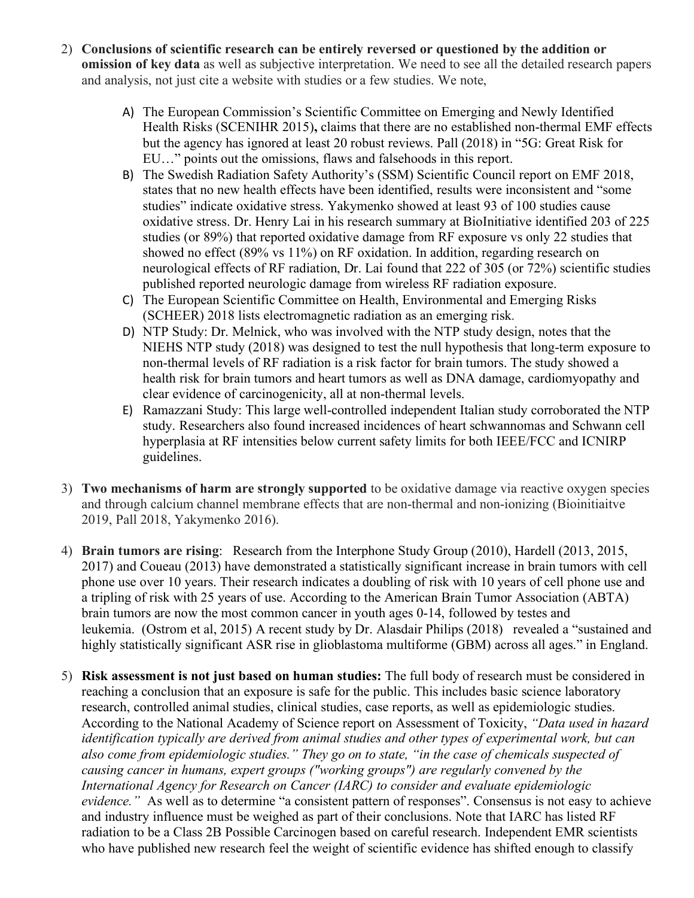2) **Conclusions of scientific research can be entirely reversed or questioned by the addition or omission of key data** as well as subjective interpretation. We need to see all the detailed research papers and analysis, not just cite a website with studies or a few studies. We note,

   A) The European Commission's Scientific Committee on Emerging and Newly Identified Health Risks (SCENIHR 2015**),** claims that there are no established non-thermal EMF effects but the agency has ignored at least 20 robust reviews. Pall (2018) in "5G: Great Risk for EU…" points out the omissions, flaws and falsehoods in this report.
   B) The Swedish Radiation Safety Authority's (SSM) Scientific Council report on EMF 2018, states that no new health effects have been identified, results were inconsistent and "some studies" indicate oxidative stress. Yakymenko showed at least 93 of 100 studies cause oxidative stress. Dr. Henry Lai in his research summary at BioInitiative identified 203 of 225 studies (or 89%) that reported oxidative damage from RF exposure vs only 22 studies that showed no effect (89% vs 11%) on RF oxidation. In addition, regarding research on neurological effects of RF radiation, Dr. Lai found that 222 of 305 (or 72%) scientific studies published reported neurologic damage from wireless RF radiation exposure.
   C) The European Scientific Committee on Health, Environmental and Emerging Risks (SCHEER) 2018 lists electromagnetic radiation as an emerging risk.
   D) NTP Study: Dr. Melnick, who was involved with the NTP study design, notes that the NIEHS NTP study (2018) was designed to test the null hypothesis that long-term exposure to non-thermal levels of RF radiation is a risk factor for brain tumors. The study showed a health risk for brain tumors and heart tumors as well as DNA damage, cardiomyopathy and clear evidence of carcinogenicity, all at non-thermal levels.
   E) Ramazzani Study: This large well-controlled independent Italian study corroborated the NTP study. Researchers also found increased incidences of heart schwannomas and Schwann cell hyperplasia at RF intensities below current safety limits for both IEEE/FCC and ICNIRP guidelines.

3) **Two mechanisms of harm are strongly supported** to be oxidative damage via reactive oxygen species and through calcium channel membrane effects that are non-thermal and non-ionizing (Bioinitiaitve 2019, Pall 2018, Yakymenko 2016).

4) **Brain tumors are rising**: Research from the Interphone Study Group (2010), Hardell (2013, 2015, 2017) and Coueau (2013) have demonstrated a statistically significant increase in brain tumors with cell phone use over 10 years. Their research indicates a doubling of risk with 10 years of cell phone use and a tripling of risk with 25 years of use. According to the American Brain Tumor Association (ABTA) brain tumors are now the most common cancer in youth ages 0-14, followed by testes and leukemia. (Ostrom et al, 2015) A recent study by Dr. Alasdair Philips (2018) revealed a "sustained and highly statistically significant ASR rise in glioblastoma multiforme (GBM) across all ages." in England.

5) **Risk assessment is not just based on human studies:** The full body of research must be considered in reaching a conclusion that an exposure is safe for the public. This includes basic science laboratory research, controlled animal studies, clinical studies, case reports, as well as epidemiologic studies. According to the National Academy of Science report on Assessment of Toxicity, *"Data used in hazard identification typically are derived from animal studies and other types of experimental work, but can also come from epidemiologic studies." They go on to state, "in the case of chemicals suspected of causing cancer in humans, expert groups ("working groups") are regularly convened by the International Agency for Research on Cancer (IARC) to consider and evaluate epidemiologic evidence."* As well as to determine "a consistent pattern of responses". Consensus is not easy to achieve and industry influence must be weighed as part of their conclusions. Note that IARC has listed RF radiation to be a Class 2B Possible Carcinogen based on careful research. Independent EMR scientists who have published new research feel the weight of scientific evidence has shifted enough to classify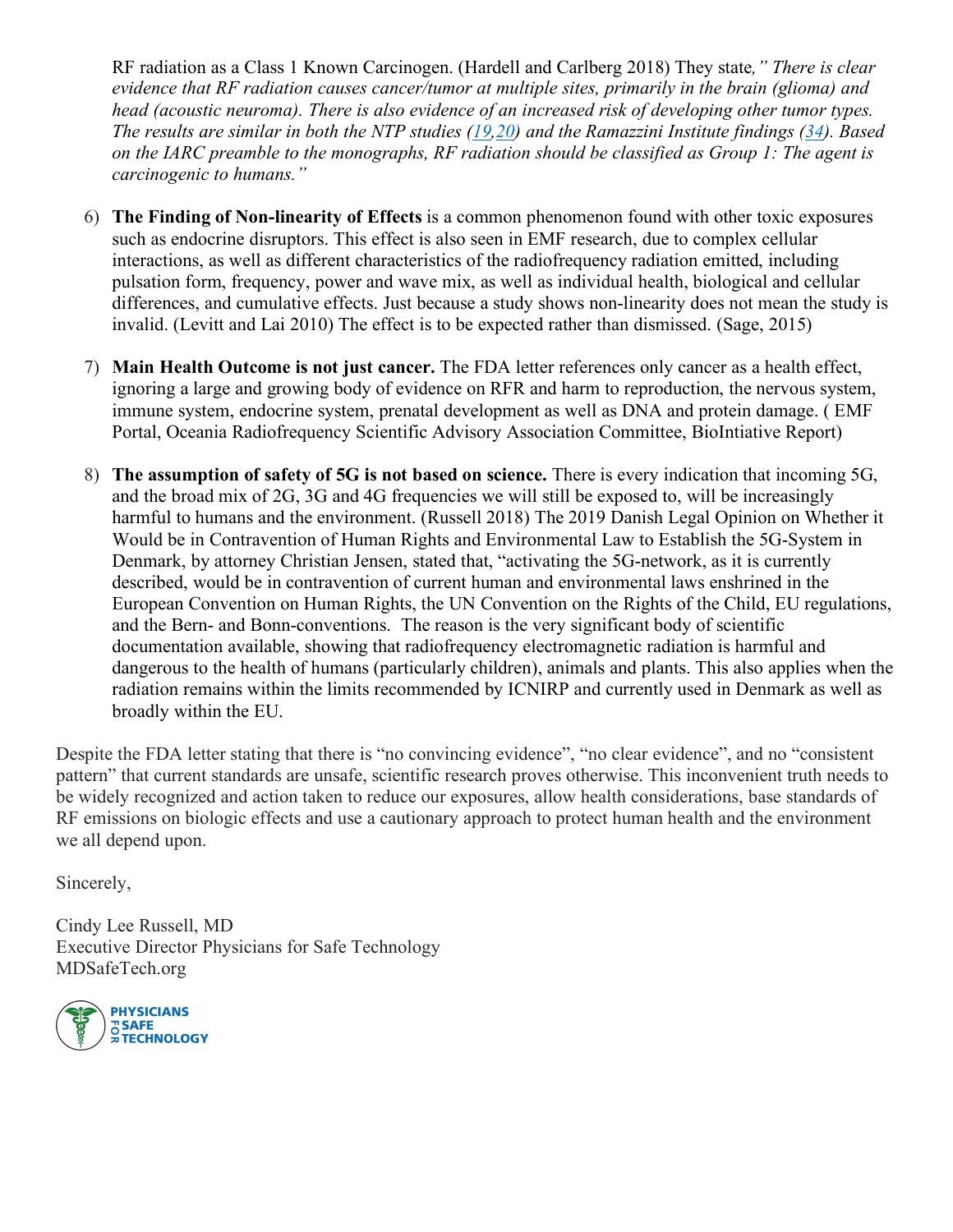RF radiation as a Class 1 Known Carcinogen. (Hardell and Carlberg 2018) They state*," There is clear evidence that RF radiation causes cancer/tumor at multiple sites, primarily in the brain (glioma) and head (acoustic neuroma). There is also evidence of an increased risk of developing other tumor types. The results are similar in both the NTP studies (19,20) and the Ramazzini Institute findings (34). Based on the IARC preamble to the monographs, RF radiation should be classified as Group 1: The agent is carcinogenic to humans."*

6) **The Finding of Non-linearity of Effects** is a common phenomenon found with other toxic exposures such as endocrine disruptors. This effect is also seen in EMF research, due to complex cellular interactions, as well as different characteristics of the radiofrequency radiation emitted, including pulsation form, frequency, power and wave mix, as well as individual health, biological and cellular differences, and cumulative effects. Just because a study shows non-linearity does not mean the study is invalid. (Levitt and Lai 2010) The effect is to be expected rather than dismissed. (Sage, 2015)

7) **Main Health Outcome is not just cancer.** The FDA letter references only cancer as a health effect, ignoring a large and growing body of evidence on RFR and harm to reproduction, the nervous system, immune system, endocrine system, prenatal development as well as DNA and protein damage. ( EMF Portal, Oceania Radiofrequency Scientific Advisory Association Committee, BioIntiative Report)

8) **The assumption of safety of 5G is not based on science.** There is every indication that incoming 5G, and the broad mix of 2G, 3G and 4G frequencies we will still be exposed to, will be increasingly harmful to humans and the environment. (Russell 2018) The 2019 Danish Legal Opinion on Whether it Would be in Contravention of Human Rights and Environmental Law to Establish the 5G-System in Denmark, by attorney Christian Jensen, stated that, "activating the 5G-network, as it is currently described, would be in contravention of current human and environmental laws enshrined in the European Convention on Human Rights, the UN Convention on the Rights of the Child, EU regulations, and the Bern- and Bonn-conventions. The reason is the very significant body of scientific documentation available, showing that radiofrequency electromagnetic radiation is harmful and dangerous to the health of humans (particularly children), animals and plants. This also applies when the radiation remains within the limits recommended by ICNIRP and currently used in Denmark as well as broadly within the EU.

Despite the FDA letter stating that there is "no convincing evidence", "no clear evidence", and no "consistent pattern" that current standards are unsafe, scientific research proves otherwise. This inconvenient truth needs to be widely recognized and action taken to reduce our exposures, allow health considerations, base standards of RF emissions on biologic effects and use a cautionary approach to protect human health and the environment we all depend upon.

Sincerely,

Cindy Lee Russell, MD
Executive Director Physicians for Safe Technology
MDSafeTech.org

PHYSICIANS FOR SAFE TECHNOLOGY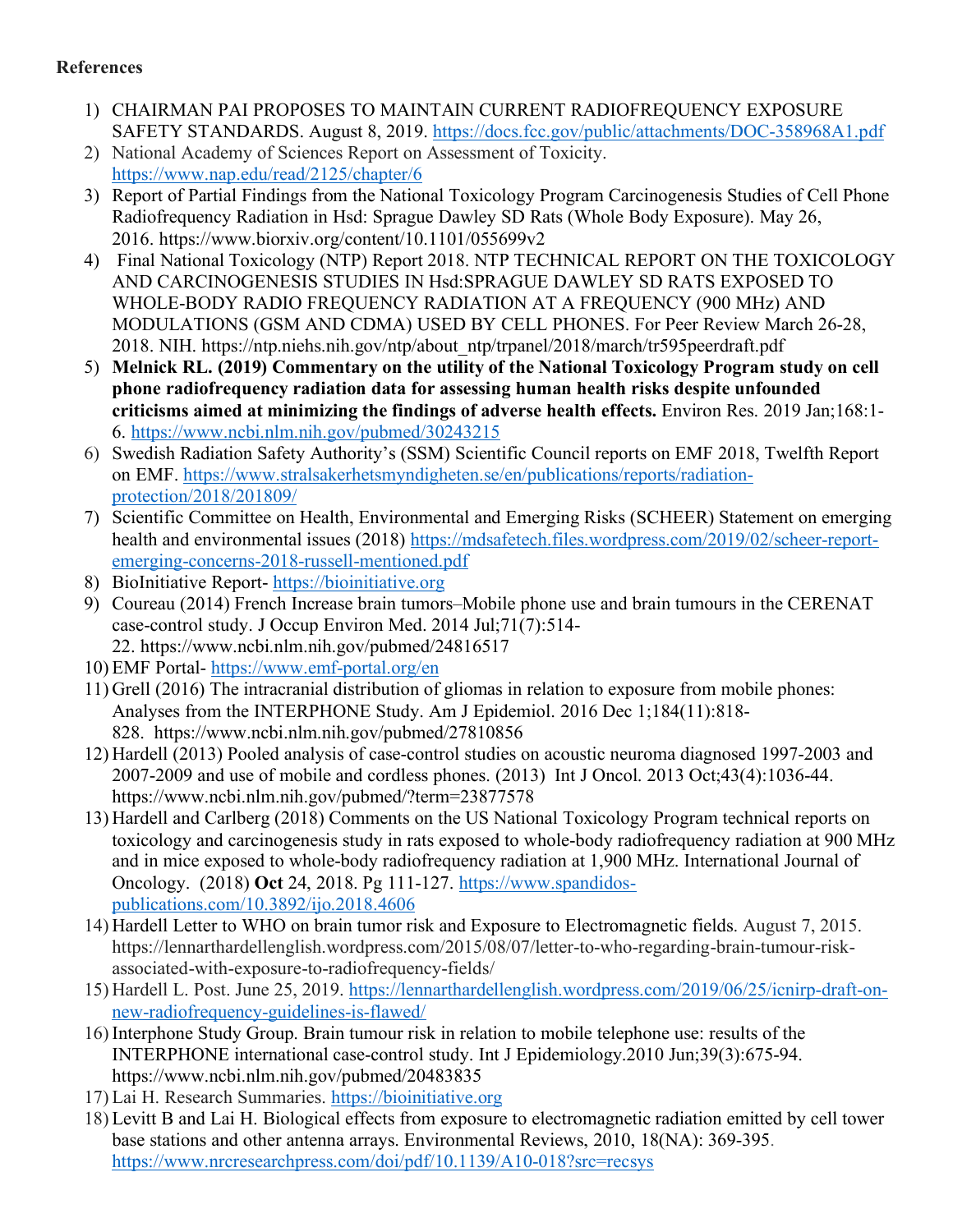**References**

1) CHAIRMAN PAI PROPOSES TO MAINTAIN CURRENT RADIOFREQUENCY EXPOSURE SAFETY STANDARDS. August 8, 2019. https://docs.fcc.gov/public/attachments/DOC-358968A1.pdf
2) National Academy of Sciences Report on Assessment of Toxicity. https://www.nap.edu/read/2125/chapter/6
3) Report of Partial Findings from the National Toxicology Program Carcinogenesis Studies of Cell Phone Radiofrequency Radiation in Hsd: Sprague Dawley SD Rats (Whole Body Exposure). May 26, 2016. https://www.biorxiv.org/content/10.1101/055699v2
4) Final National Toxicology (NTP) Report 2018. NTP TECHNICAL REPORT ON THE TOXICOLOGY AND CARCINOGENESIS STUDIES IN Hsd:SPRAGUE DAWLEY SD RATS EXPOSED TO WHOLE-BODY RADIO FREQUENCY RADIATION AT A FREQUENCY (900 MHz) AND MODULATIONS (GSM AND CDMA) USED BY CELL PHONES. For Peer Review March 26-28, 2018. NIH. https://ntp.niehs.nih.gov/ntp/about_ntp/trpanel/2018/march/tr595peerdraft.pdf
5) **Melnick RL. (2019) Commentary on the utility of the National Toxicology Program study on cell phone radiofrequency radiation data for assessing human health risks despite unfounded criticisms aimed at minimizing the findings of adverse health effects.** Environ Res. 2019 Jan;168:1-6. https://www.ncbi.nlm.nih.gov/pubmed/30243215
6) Swedish Radiation Safety Authority's (SSM) Scientific Council reports on EMF 2018, Twelfth Report on EMF. https://www.stralsakerhetsmyndigheten.se/en/publications/reports/radiation-protection/2018/201809/
7) Scientific Committee on Health, Environmental and Emerging Risks (SCHEER) Statement on emerging health and environmental issues (2018) https://mdsafetech.files.wordpress.com/2019/02/scheer-report-emerging-concerns-2018-russell-mentioned.pdf
8) BioInitiative Report- https://bioinitiative.org
9) Coureau (2014) French Increase brain tumors–Mobile phone use and brain tumours in the CERENAT case-control study. J Occup Environ Med. 2014 Jul;71(7):514-22. https://www.ncbi.nlm.nih.gov/pubmed/24816517
10) EMF Portal- https://www.emf-portal.org/en
11) Grell (2016) The intracranial distribution of gliomas in relation to exposure from mobile phones: Analyses from the INTERPHONE Study. Am J Epidemiol. 2016 Dec 1;184(11):818-828. https://www.ncbi.nlm.nih.gov/pubmed/27810856
12) Hardell (2013) Pooled analysis of case-control studies on acoustic neuroma diagnosed 1997-2003 and 2007-2009 and use of mobile and cordless phones. (2013) Int J Oncol. 2013 Oct;43(4):1036-44. https://www.ncbi.nlm.nih.gov/pubmed/?term=23877578
13) Hardell and Carlberg (2018) Comments on the US National Toxicology Program technical reports on toxicology and carcinogenesis study in rats exposed to whole-body radiofrequency radiation at 900 MHz and in mice exposed to whole-body radiofrequency radiation at 1,900 MHz. International Journal of Oncology. (2018) **Oct** 24, 2018. Pg 111-127. https://www.spandidos-publications.com/10.3892/ijo.2018.4606
14) Hardell Letter to WHO on brain tumor risk and Exposure to Electromagnetic fields. August 7, 2015. https://lennarthardellenglish.wordpress.com/2015/08/07/letter-to-who-regarding-brain-tumour-risk-associated-with-exposure-to-radiofrequency-fields/
15) Hardell L. Post. June 25, 2019. https://lennarthardellenglish.wordpress.com/2019/06/25/icnirp-draft-on-new-radiofrequency-guidelines-is-flawed/
16) Interphone Study Group. Brain tumour risk in relation to mobile telephone use: results of the INTERPHONE international case-control study. Int J Epidemiology.2010 Jun;39(3):675-94. https://www.ncbi.nlm.nih.gov/pubmed/20483835
17) Lai H. Research Summaries. https://bioinitiative.org
18) Levitt B and Lai H. Biological effects from exposure to electromagnetic radiation emitted by cell tower base stations and other antenna arrays. Environmental Reviews, 2010, 18(NA): 369-395. https://www.nrcresearchpress.com/doi/pdf/10.1139/A10-018?src=recsys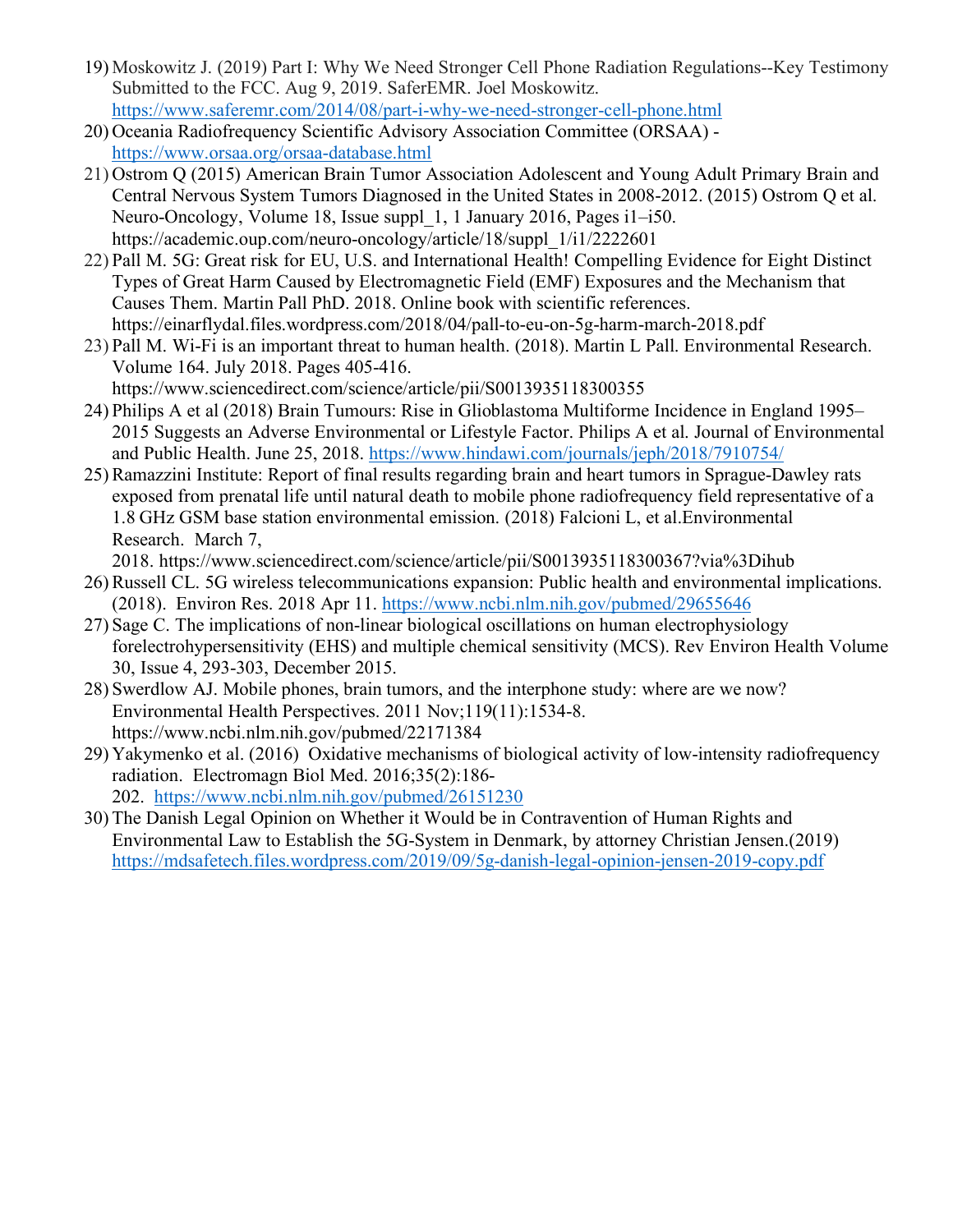19) Moskowitz J. (2019) Part I: Why We Need Stronger Cell Phone Radiation Regulations--Key Testimony Submitted to the FCC. Aug 9, 2019. SaferEMR. Joel Moskowitz. https://www.saferemr.com/2014/08/part-i-why-we-need-stronger-cell-phone.html
20) Oceania Radiofrequency Scientific Advisory Association Committee (ORSAA) - https://www.orsaa.org/orsaa-database.html
21) Ostrom Q (2015) American Brain Tumor Association Adolescent and Young Adult Primary Brain and Central Nervous System Tumors Diagnosed in the United States in 2008-2012. (2015) Ostrom Q et al. Neuro-Oncology, Volume 18, Issue suppl_1, 1 January 2016, Pages i1–i50. https://academic.oup.com/neuro-oncology/article/18/suppl_1/i1/2222601
22) Pall M. 5G: Great risk for EU, U.S. and International Health! Compelling Evidence for Eight Distinct Types of Great Harm Caused by Electromagnetic Field (EMF) Exposures and the Mechanism that Causes Them. Martin Pall PhD. 2018. Online book with scientific references. https://einarflydal.files.wordpress.com/2018/04/pall-to-eu-on-5g-harm-march-2018.pdf
23) Pall M. Wi-Fi is an important threat to human health. (2018). Martin L Pall. Environmental Research. Volume 164. July 2018. Pages 405-416. https://www.sciencedirect.com/science/article/pii/S0013935118300355
24) Philips A et al (2018) Brain Tumours: Rise in Glioblastoma Multiforme Incidence in England 1995–2015 Suggests an Adverse Environmental or Lifestyle Factor. Philips A et al. Journal of Environmental and Public Health. June 25, 2018. https://www.hindawi.com/journals/jeph/2018/7910754/
25) Ramazzini Institute: Report of final results regarding brain and heart tumors in Sprague-Dawley rats exposed from prenatal life until natural death to mobile phone radiofrequency field representative of a 1.8 GHz GSM base station environmental emission. (2018) Falcioni L, et al.Environmental Research. March 7, 2018. https://www.sciencedirect.com/science/article/pii/S0013935118300367?via%3Dihub
26) Russell CL. 5G wireless telecommunications expansion: Public health and environmental implications. (2018). Environ Res. 2018 Apr 11. https://www.ncbi.nlm.nih.gov/pubmed/29655646
27) Sage C. The implications of non-linear biological oscillations on human electrophysiology forelectrohypersensitivity (EHS) and multiple chemical sensitivity (MCS). Rev Environ Health Volume 30, Issue 4, 293-303, December 2015.
28) Swerdlow AJ. Mobile phones, brain tumors, and the interphone study: where are we now? Environmental Health Perspectives. 2011 Nov;119(11):1534-8. https://www.ncbi.nlm.nih.gov/pubmed/22171384
29) Yakymenko et al. (2016) Oxidative mechanisms of biological activity of low-intensity radiofrequency radiation. Electromagn Biol Med. 2016;35(2):186-202. https://www.ncbi.nlm.nih.gov/pubmed/26151230
30) The Danish Legal Opinion on Whether it Would be in Contravention of Human Rights and Environmental Law to Establish the 5G-System in Denmark, by attorney Christian Jensen.(2019) https://mdsafetech.files.wordpress.com/2019/09/5g-danish-legal-opinion-jensen-2019-copy.pdf